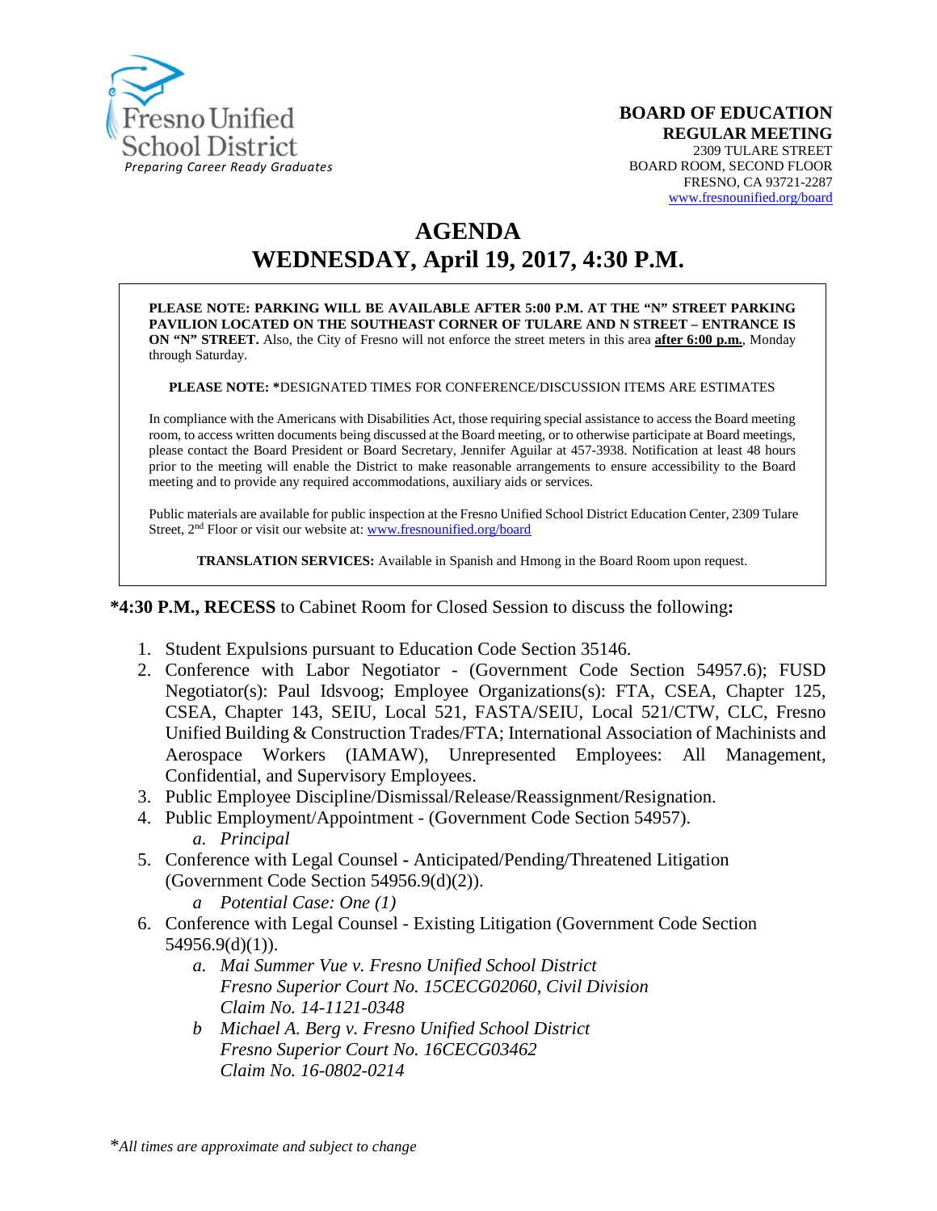Fresno Unified School District
*Preparing Career Ready Graduates*

**BOARD OF EDUCATION**
**REGULAR MEETING**
2309 TULARE STREET
BOARD ROOM, SECOND FLOOR
FRESNO, CA 93721-2287
www.fresnounified.org/board

# AGENDA
# WEDNESDAY, April 19, 2017, 4:30 P.M.

**PLEASE NOTE: PARKING WILL BE AVAILABLE AFTER 5:00 P.M. AT THE "N" STREET PARKING PAVILION LOCATED ON THE SOUTHEAST CORNER OF TULARE AND N STREET – ENTRANCE IS ON "N" STREET.** Also, the City of Fresno will not enforce the street meters in this area **after 6:00 p.m.**, Monday through Saturday.

**PLEASE NOTE: ***DESIGNATED TIMES FOR CONFERENCE/DISCUSSION ITEMS ARE ESTIMATES

In compliance with the Americans with Disabilities Act, those requiring special assistance to access the Board meeting room, to access written documents being discussed at the Board meeting, or to otherwise participate at Board meetings, please contact the Board President or Board Secretary, Jennifer Aguilar at 457-3938. Notification at least 48 hours prior to the meeting will enable the District to make reasonable arrangements to ensure accessibility to the Board meeting and to provide any required accommodations, auxiliary aids or services.

Public materials are available for public inspection at the Fresno Unified School District Education Center, 2309 Tulare Street, 2nd Floor or visit our website at: www.fresnounified.org/board

**TRANSLATION SERVICES:** Available in Spanish and Hmong in the Board Room upon request.

**\*4:30 P.M., RECESS** to Cabinet Room for Closed Session to discuss the following**:**

1. Student Expulsions pursuant to Education Code Section 35146.
2. Conference with Labor Negotiator - (Government Code Section 54957.6); FUSD Negotiator(s): Paul Idsvoog; Employee Organizations(s): FTA, CSEA, Chapter 125, CSEA, Chapter 143, SEIU, Local 521, FASTA/SEIU, Local 521/CTW, CLC, Fresno Unified Building & Construction Trades/FTA; International Association of Machinists and Aerospace Workers (IAMAW), Unrepresented Employees: All Management, Confidential, and Supervisory Employees.
3. Public Employee Discipline/Dismissal/Release/Reassignment/Resignation.
4. Public Employment/Appointment - (Government Code Section 54957).
   a. *Principal*
5. Conference with Legal Counsel - Anticipated/Pending/Threatened Litigation (Government Code Section 54956.9(d)(2)).
   a *Potential Case: One (1)*
6. Conference with Legal Counsel - Existing Litigation (Government Code Section 54956.9(d)(1)).
   a. *Mai Summer Vue v. Fresno Unified School District*
      *Fresno Superior Court No. 15CECG02060, Civil Division*
      *Claim No. 14-1121-0348*
   b *Michael A. Berg v. Fresno Unified School District*
      *Fresno Superior Court No. 16CECG03462*
      *Claim No. 16-0802-0214*

\**All times are approximate and subject to change*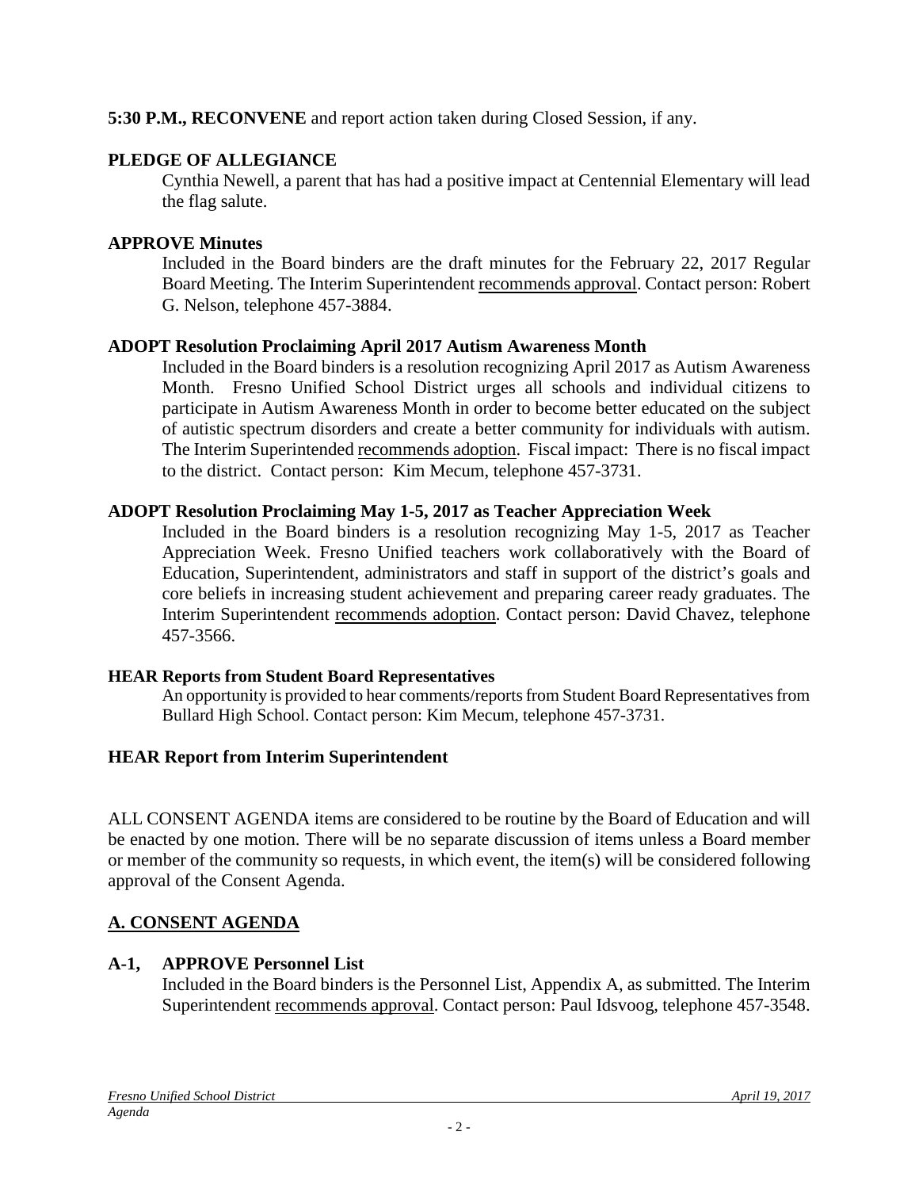**5:30 P.M., RECONVENE** and report action taken during Closed Session, if any.

**PLEDGE OF ALLEGIANCE**

Cynthia Newell, a parent that has had a positive impact at Centennial Elementary will lead the flag salute.

**APPROVE Minutes**

Included in the Board binders are the draft minutes for the February 22, 2017 Regular Board Meeting. The Interim Superintendent recommends approval. Contact person: Robert G. Nelson, telephone 457-3884.

**ADOPT Resolution Proclaiming April 2017 Autism Awareness Month**

Included in the Board binders is a resolution recognizing April 2017 as Autism Awareness Month. Fresno Unified School District urges all schools and individual citizens to participate in Autism Awareness Month in order to become better educated on the subject of autistic spectrum disorders and create a better community for individuals with autism. The Interim Superintended recommends adoption. Fiscal impact: There is no fiscal impact to the district. Contact person: Kim Mecum, telephone 457-3731.

**ADOPT Resolution Proclaiming May 1-5, 2017 as Teacher Appreciation Week**

Included in the Board binders is a resolution recognizing May 1-5, 2017 as Teacher Appreciation Week. Fresno Unified teachers work collaboratively with the Board of Education, Superintendent, administrators and staff in support of the district's goals and core beliefs in increasing student achievement and preparing career ready graduates. The Interim Superintendent recommends adoption. Contact person: David Chavez, telephone 457-3566.

**HEAR Reports from Student Board Representatives**

An opportunity is provided to hear comments/reports from Student Board Representatives from Bullard High School. Contact person: Kim Mecum, telephone 457-3731.

**HEAR Report from Interim Superintendent**

ALL CONSENT AGENDA items are considered to be routine by the Board of Education and will be enacted by one motion. There will be no separate discussion of items unless a Board member or member of the community so requests, in which event, the item(s) will be considered following approval of the Consent Agenda.

## A. CONSENT AGENDA

**A-1, APPROVE Personnel List**

Included in the Board binders is the Personnel List, Appendix A, as submitted. The Interim Superintendent recommends approval. Contact person: Paul Idsvoog, telephone 457-3548.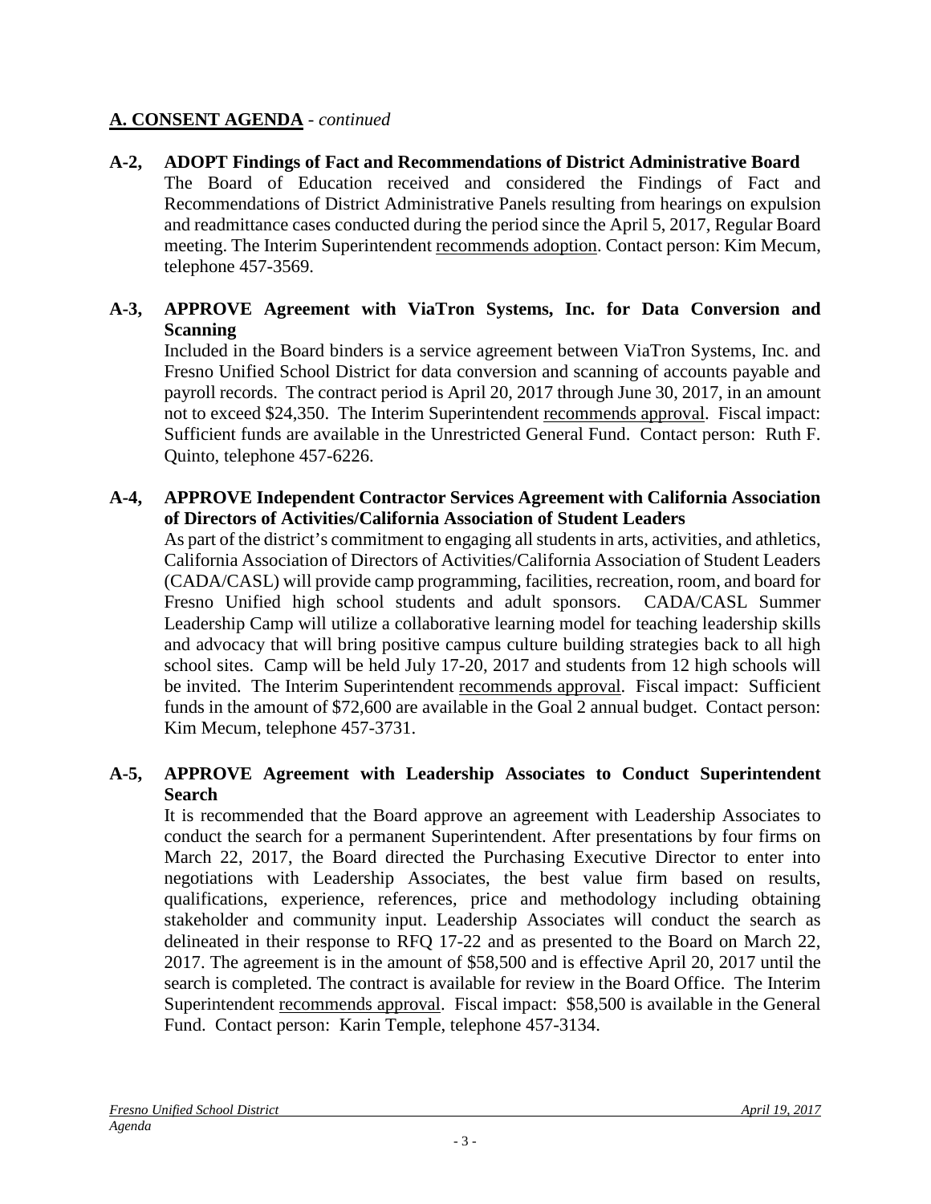## A. CONSENT AGENDA - *continued*

**A-2, ADOPT Findings of Fact and Recommendations of District Administrative Board**

The Board of Education received and considered the Findings of Fact and Recommendations of District Administrative Panels resulting from hearings on expulsion and readmittance cases conducted during the period since the April 5, 2017, Regular Board meeting. The Interim Superintendent recommends adoption. Contact person: Kim Mecum, telephone 457-3569.

**A-3, APPROVE Agreement with ViaTron Systems, Inc. for Data Conversion and Scanning**

Included in the Board binders is a service agreement between ViaTron Systems, Inc. and Fresno Unified School District for data conversion and scanning of accounts payable and payroll records. The contract period is April 20, 2017 through June 30, 2017, in an amount not to exceed $24,350. The Interim Superintendent recommends approval. Fiscal impact: Sufficient funds are available in the Unrestricted General Fund. Contact person: Ruth F. Quinto, telephone 457-6226.

**A-4, APPROVE Independent Contractor Services Agreement with California Association of Directors of Activities/California Association of Student Leaders**

As part of the district's commitment to engaging all students in arts, activities, and athletics, California Association of Directors of Activities/California Association of Student Leaders (CADA/CASL) will provide camp programming, facilities, recreation, room, and board for Fresno Unified high school students and adult sponsors. CADA/CASL Summer Leadership Camp will utilize a collaborative learning model for teaching leadership skills and advocacy that will bring positive campus culture building strategies back to all high school sites. Camp will be held July 17-20, 2017 and students from 12 high schools will be invited. The Interim Superintendent recommends approval. Fiscal impact: Sufficient funds in the amount of $72,600 are available in the Goal 2 annual budget. Contact person: Kim Mecum, telephone 457-3731.

**A-5, APPROVE Agreement with Leadership Associates to Conduct Superintendent Search**

It is recommended that the Board approve an agreement with Leadership Associates to conduct the search for a permanent Superintendent. After presentations by four firms on March 22, 2017, the Board directed the Purchasing Executive Director to enter into negotiations with Leadership Associates, the best value firm based on results, qualifications, experience, references, price and methodology including obtaining stakeholder and community input. Leadership Associates will conduct the search as delineated in their response to RFQ 17-22 and as presented to the Board on March 22, 2017. The agreement is in the amount of $58,500 and is effective April 20, 2017 until the search is completed. The contract is available for review in the Board Office. The Interim Superintendent recommends approval. Fiscal impact: $58,500 is available in the General Fund. Contact person: Karin Temple, telephone 457-3134.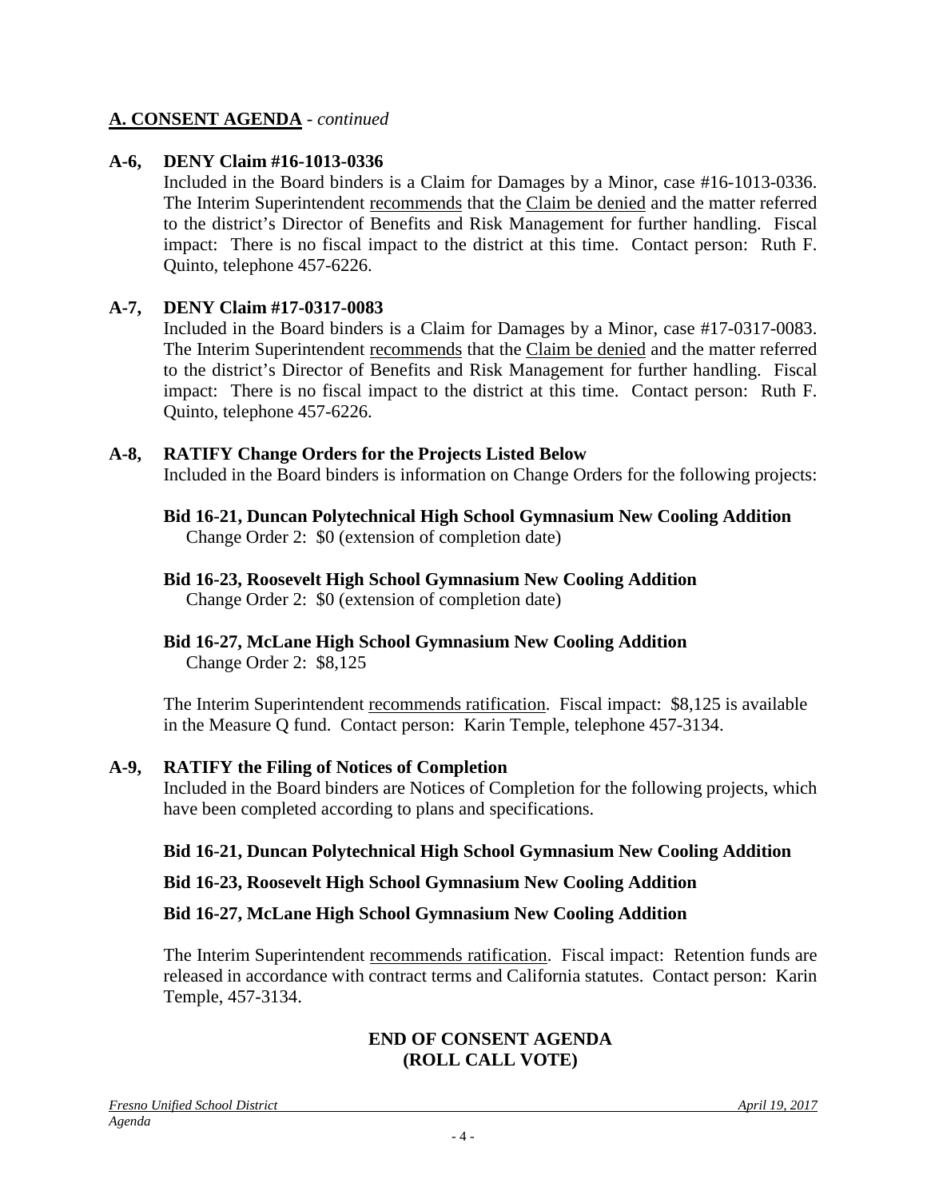## A. CONSENT AGENDA - *continued*

**A-6, DENY Claim #16-1013-0336**

Included in the Board binders is a Claim for Damages by a Minor, case #16-1013-0336. The Interim Superintendent recommends that the Claim be denied and the matter referred to the district's Director of Benefits and Risk Management for further handling. Fiscal impact: There is no fiscal impact to the district at this time. Contact person: Ruth F. Quinto, telephone 457-6226.

**A-7, DENY Claim #17-0317-0083**

Included in the Board binders is a Claim for Damages by a Minor, case #17-0317-0083. The Interim Superintendent recommends that the Claim be denied and the matter referred to the district's Director of Benefits and Risk Management for further handling. Fiscal impact: There is no fiscal impact to the district at this time. Contact person: Ruth F. Quinto, telephone 457-6226.

**A-8, RATIFY Change Orders for the Projects Listed Below**

Included in the Board binders is information on Change Orders for the following projects:

**Bid 16-21, Duncan Polytechnical High School Gymnasium New Cooling Addition**
Change Order 2: $0 (extension of completion date)

**Bid 16-23, Roosevelt High School Gymnasium New Cooling Addition**
Change Order 2: $0 (extension of completion date)

**Bid 16-27, McLane High School Gymnasium New Cooling Addition**
Change Order 2: $8,125

The Interim Superintendent recommends ratification. Fiscal impact: $8,125 is available in the Measure Q fund. Contact person: Karin Temple, telephone 457-3134.

**A-9, RATIFY the Filing of Notices of Completion**

Included in the Board binders are Notices of Completion for the following projects, which have been completed according to plans and specifications.

**Bid 16-21, Duncan Polytechnical High School Gymnasium New Cooling Addition**

**Bid 16-23, Roosevelt High School Gymnasium New Cooling Addition**

**Bid 16-27, McLane High School Gymnasium New Cooling Addition**

The Interim Superintendent recommends ratification. Fiscal impact: Retention funds are released in accordance with contract terms and California statutes. Contact person: Karin Temple, 457-3134.

**END OF CONSENT AGENDA**
**(ROLL CALL VOTE)**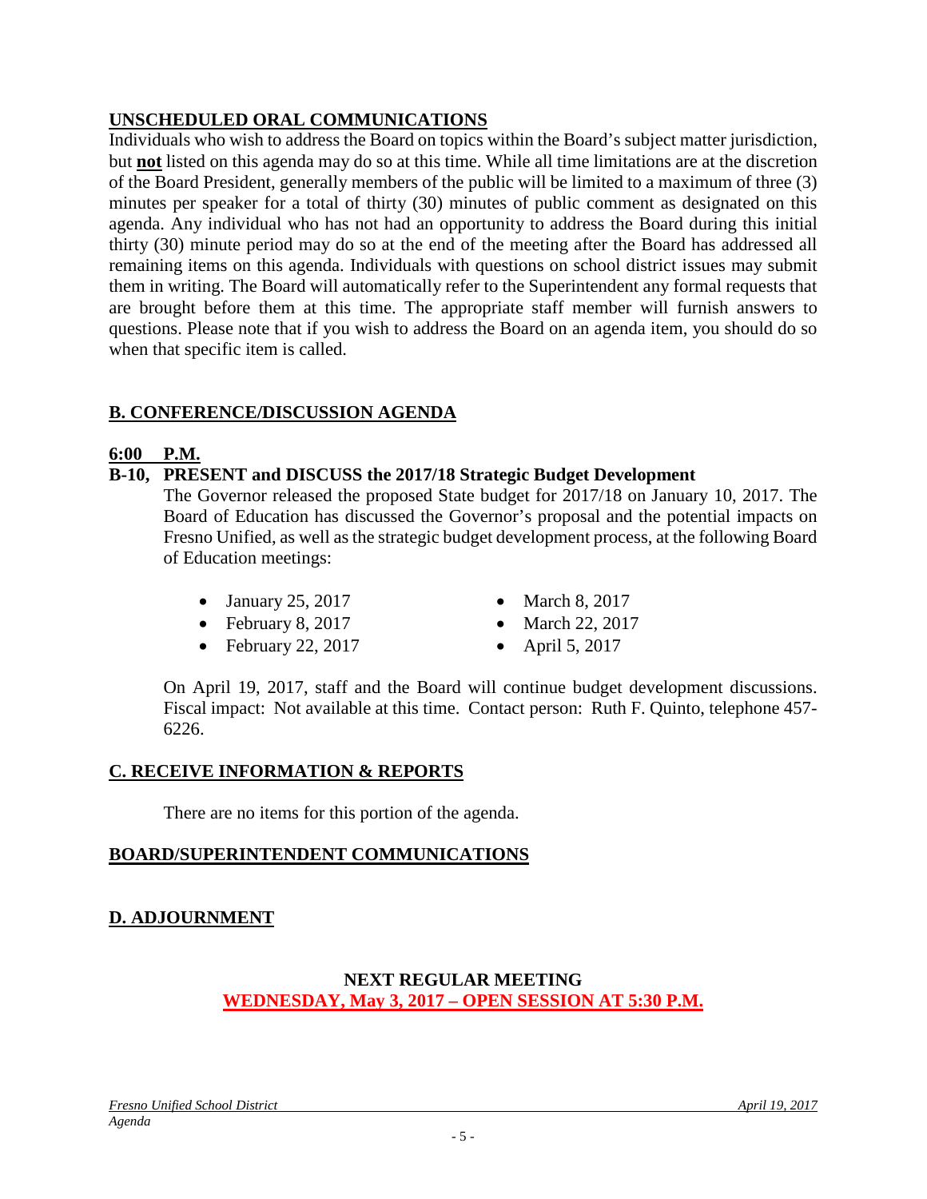## UNSCHEDULED ORAL COMMUNICATIONS

Individuals who wish to address the Board on topics within the Board's subject matter jurisdiction, but **not** listed on this agenda may do so at this time. While all time limitations are at the discretion of the Board President, generally members of the public will be limited to a maximum of three (3) minutes per speaker for a total of thirty (30) minutes of public comment as designated on this agenda. Any individual who has not had an opportunity to address the Board during this initial thirty (30) minute period may do so at the end of the meeting after the Board has addressed all remaining items on this agenda. Individuals with questions on school district issues may submit them in writing. The Board will automatically refer to the Superintendent any formal requests that are brought before them at this time. The appropriate staff member will furnish answers to questions. Please note that if you wish to address the Board on an agenda item, you should do so when that specific item is called.

## B. CONFERENCE/DISCUSSION AGENDA

**6:00 P.M.**

**B-10, PRESENT and DISCUSS the 2017/18 Strategic Budget Development**

The Governor released the proposed State budget for 2017/18 on January 10, 2017. The Board of Education has discussed the Governor's proposal and the potential impacts on Fresno Unified, as well as the strategic budget development process, at the following Board of Education meetings:

- January 25, 2017
- February 8, 2017
- February 22, 2017
- March 8, 2017
- March 22, 2017
- April 5, 2017

On April 19, 2017, staff and the Board will continue budget development discussions. Fiscal impact: Not available at this time. Contact person: Ruth F. Quinto, telephone 457-6226.

## C. RECEIVE INFORMATION & REPORTS

There are no items for this portion of the agenda.

## BOARD/SUPERINTENDENT COMMUNICATIONS

## D. ADJOURNMENT

**NEXT REGULAR MEETING**

**WEDNESDAY, May 3, 2017 – OPEN SESSION AT 5:30 P.M.**